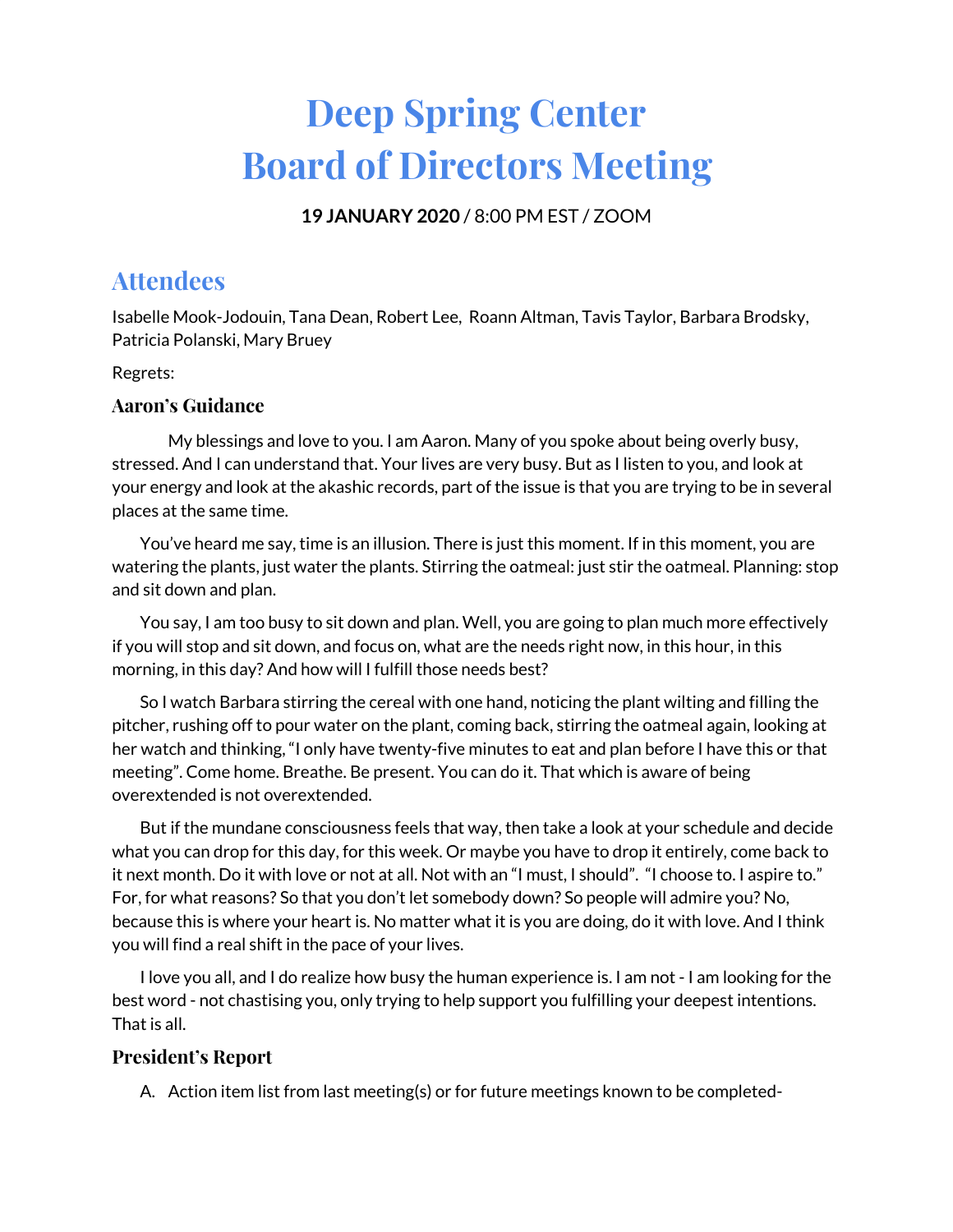# Deep Spring Center
# Board of Directors Meeting

**19 JANUARY 2020** / 8:00 PM EST / ZOOM

## Attendees

Isabelle Mook-Jodouin, Tana Dean, Robert Lee, Roann Altman, Tavis Taylor, Barbara Brodsky, Patricia Polanski, Mary Bruey

Regrets:

### Aaron's Guidance

My blessings and love to you. I am Aaron. Many of you spoke about being overly busy, stressed. And I can understand that. Your lives are very busy. But as I listen to you, and look at your energy and look at the akashic records, part of the issue is that you are trying to be in several places at the same time.

You've heard me say, time is an illusion. There is just this moment. If in this moment, you are watering the plants, just water the plants. Stirring the oatmeal: just stir the oatmeal. Planning: stop and sit down and plan.

You say, I am too busy to sit down and plan. Well, you are going to plan much more effectively if you will stop and sit down, and focus on, what are the needs right now, in this hour, in this morning, in this day? And how will I fulfill those needs best?

So I watch Barbara stirring the cereal with one hand, noticing the plant wilting and filling the pitcher, rushing off to pour water on the plant, coming back, stirring the oatmeal again, looking at her watch and thinking, "I only have twenty-five minutes to eat and plan before I have this or that meeting". Come home. Breathe. Be present. You can do it. That which is aware of being overextended is not overextended.

But if the mundane consciousness feels that way, then take a look at your schedule and decide what you can drop for this day, for this week. Or maybe you have to drop it entirely, come back to it next month. Do it with love or not at all. Not with an "I must, I should". "I choose to. I aspire to." For, for what reasons? So that you don't let somebody down? So people will admire you? No, because this is where your heart is. No matter what it is you are doing, do it with love. And I think you will find a real shift in the pace of your lives.

I love you all, and I do realize how busy the human experience is. I am not - I am looking for the best word - not chastising you, only trying to help support you fulfilling your deepest intentions. That is all.

### President's Report

A. Action item list from last meeting(s) or for future meetings known to be completed-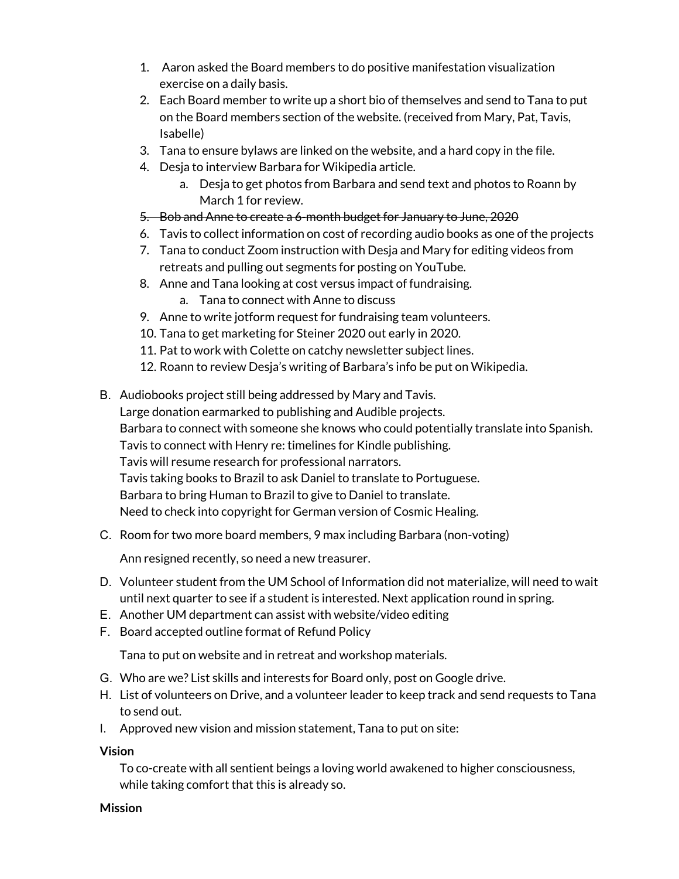1. Aaron asked the Board members to do positive manifestation visualization exercise on a daily basis.
2. Each Board member to write up a short bio of themselves and send to Tana to put on the Board members section of the website. (received from Mary, Pat, Tavis, Isabelle)
3. Tana to ensure bylaws are linked on the website, and a hard copy in the file.
4. Desja to interview Barbara for Wikipedia article.
    a. Desja to get photos from Barbara and send text and photos to Roann by March 1 for review.
5. ~~Bob and Anne to create a 6-month budget for January to June, 2020~~
6. Tavis to collect information on cost of recording audio books as one of the projects
7. Tana to conduct Zoom instruction with Desja and Mary for editing videos from retreats and pulling out segments for posting on YouTube.
8. Anne and Tana looking at cost versus impact of fundraising.
    a. Tana to connect with Anne to discuss
9. Anne to write jotform request for fundraising team volunteers.
10. Tana to get marketing for Steiner 2020 out early in 2020.
11. Pat to work with Colette on catchy newsletter subject lines.
12. Roann to review Desja's writing of Barbara's info be put on Wikipedia.

B. Audiobooks project still being addressed by Mary and Tavis.
Large donation earmarked to publishing and Audible projects.
Barbara to connect with someone she knows who could potentially translate into Spanish.
Tavis to connect with Henry re: timelines for Kindle publishing.
Tavis will resume research for professional narrators.
Tavis taking books to Brazil to ask Daniel to translate to Portuguese.
Barbara to bring Human to Brazil to give to Daniel to translate.
Need to check into copyright for German version of Cosmic Healing.

C. Room for two more board members, 9 max including Barbara (non-voting)

Ann resigned recently, so need a new treasurer.

D. Volunteer student from the UM School of Information did not materialize, will need to wait until next quarter to see if a student is interested. Next application round in spring.

E. Another UM department can assist with website/video editing

F. Board accepted outline format of Refund Policy

Tana to put on website and in retreat and workshop materials.

G. Who are we? List skills and interests for Board only, post on Google drive.

H. List of volunteers on Drive, and a volunteer leader to keep track and send requests to Tana to send out.

I. Approved new vision and mission statement, Tana to put on site:

**Vision**

To co-create with all sentient beings a loving world awakened to higher consciousness, while taking comfort that this is already so.

**Mission**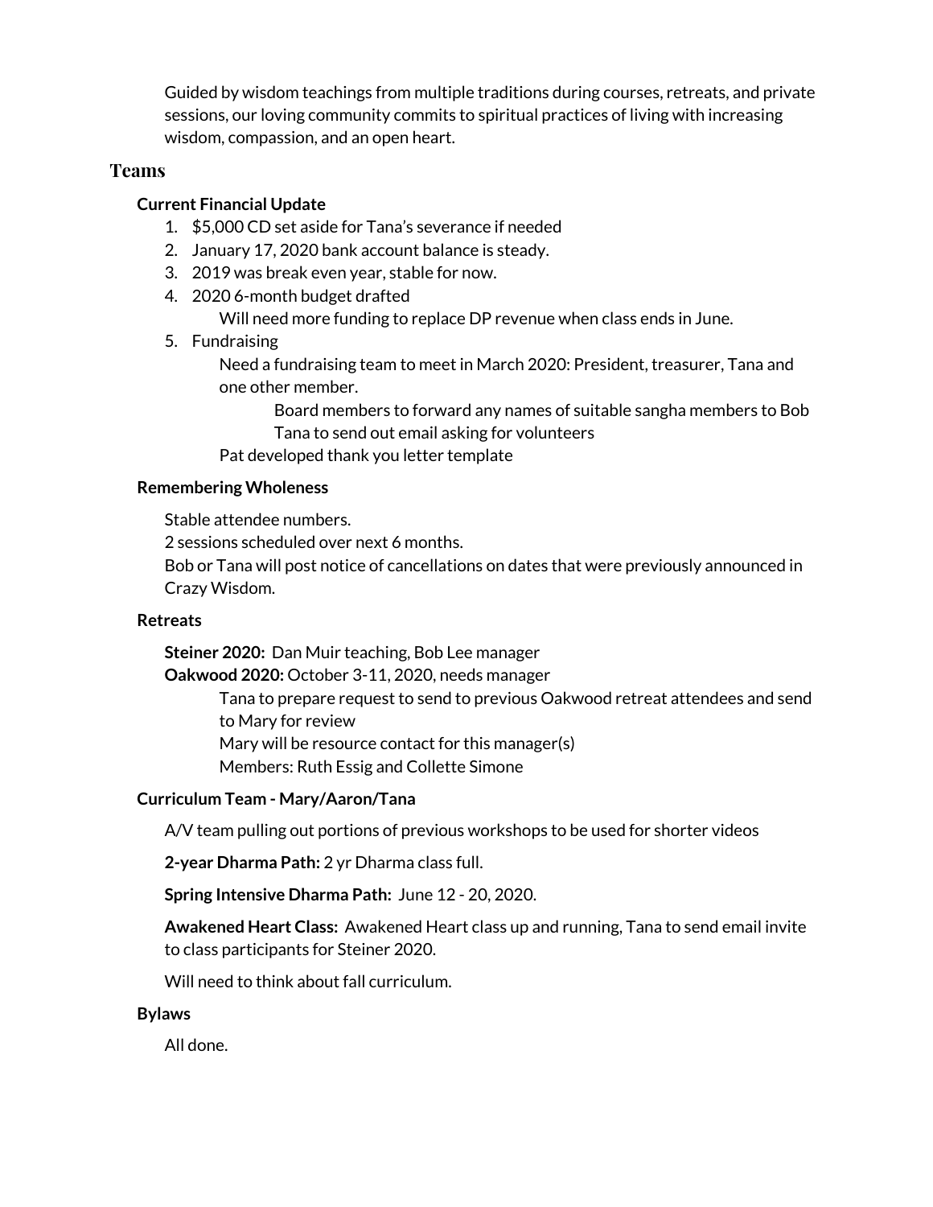Guided by wisdom teachings from multiple traditions during courses, retreats, and private sessions, our loving community commits to spiritual practices of living with increasing wisdom, compassion, and an open heart.

## Teams

### Current Financial Update

1. \$5,000 CD set aside for Tana's severance if needed
2. January 17, 2020 bank account balance is steady.
3. 2019 was break even year, stable for now.
4. 2020 6-month budget drafted
   - Will need more funding to replace DP revenue when class ends in June.
5. Fundraising
   - Need a fundraising team to meet in March 2020: President, treasurer, Tana and one other member.
     - Board members to forward any names of suitable sangha members to Bob
     - Tana to send out email asking for volunteers
   - Pat developed thank you letter template

### Remembering Wholeness

Stable attendee numbers.

2 sessions scheduled over next 6 months.

Bob or Tana will post notice of cancellations on dates that were previously announced in Crazy Wisdom.

### Retreats

**Steiner 2020:** Dan Muir teaching, Bob Lee manager

**Oakwood 2020:** October 3-11, 2020, needs manager

- Tana to prepare request to send to previous Oakwood retreat attendees and send to Mary for review
- Mary will be resource contact for this manager(s)
- Members: Ruth Essig and Collette Simone

### Curriculum Team - Mary/Aaron/Tana

A/V team pulling out portions of previous workshops to be used for shorter videos

**2-year Dharma Path:** 2 yr Dharma class full.

**Spring Intensive Dharma Path:** June 12 - 20, 2020.

**Awakened Heart Class:** Awakened Heart class up and running, Tana to send email invite to class participants for Steiner 2020.

Will need to think about fall curriculum.

### Bylaws

All done.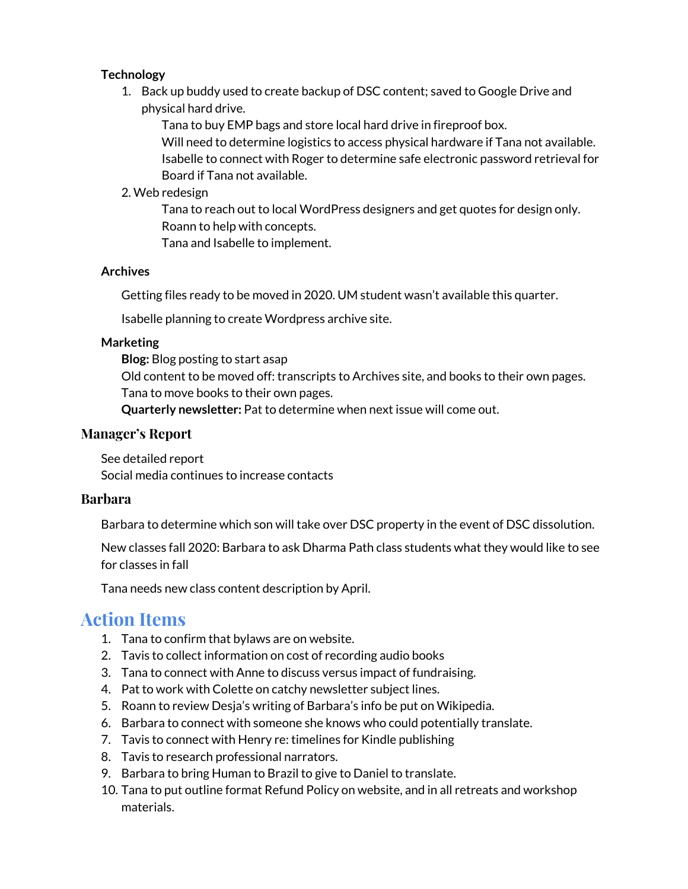**Technology**

1. Back up buddy used to create backup of DSC content; saved to Google Drive and physical hard drive.
   - Tana to buy EMP bags and store local hard drive in fireproof box.
   - Will need to determine logistics to access physical hardware if Tana not available.
   - Isabelle to connect with Roger to determine safe electronic password retrieval for Board if Tana not available.
2. Web redesign
   - Tana to reach out to local WordPress designers and get quotes for design only.
   - Roann to help with concepts.
   - Tana and Isabelle to implement.

**Archives**

Getting files ready to be moved in 2020. UM student wasn't available this quarter.

Isabelle planning to create Wordpress archive site.

**Marketing**

**Blog:** Blog posting to start asap
Old content to be moved off: transcripts to Archives site, and books to their own pages.
Tana to move books to their own pages.
**Quarterly newsletter:** Pat to determine when next issue will come out.

### Manager's Report

See detailed report
Social media continues to increase contacts

### Barbara

Barbara to determine which son will take over DSC property in the event of DSC dissolution.

New classes fall 2020: Barbara to ask Dharma Path class students what they would like to see for classes in fall

Tana needs new class content description by April.

## Action Items

1. Tana to confirm that bylaws are on website.
2. Tavis to collect information on cost of recording audio books
3. Tana to connect with Anne to discuss versus impact of fundraising.
4. Pat to work with Colette on catchy newsletter subject lines.
5. Roann to review Desja's writing of Barbara's info be put on Wikipedia.
6. Barbara to connect with someone she knows who could potentially translate.
7. Tavis to connect with Henry re: timelines for Kindle publishing
8. Tavis to research professional narrators.
9. Barbara to bring Human to Brazil to give to Daniel to translate.
10. Tana to put outline format Refund Policy on website, and in all retreats and workshop materials.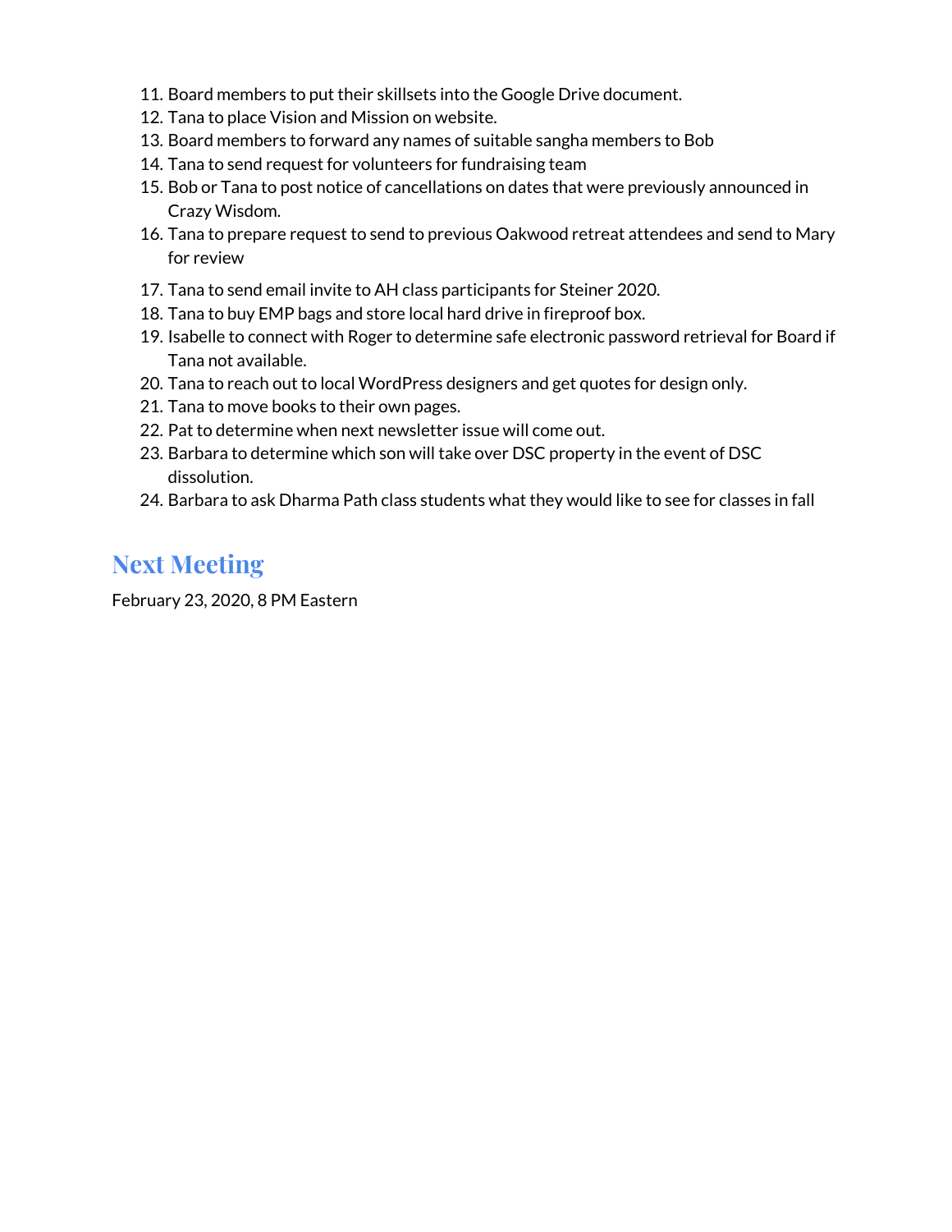11. Board members to put their skillsets into the Google Drive document.
12. Tana to place Vision and Mission on website.
13. Board members to forward any names of suitable sangha members to Bob
14. Tana to send request for volunteers for fundraising team
15. Bob or Tana to post notice of cancellations on dates that were previously announced in Crazy Wisdom.
16. Tana to prepare request to send to previous Oakwood retreat attendees and send to Mary for review
17. Tana to send email invite to AH class participants for Steiner 2020.
18. Tana to buy EMP bags and store local hard drive in fireproof box.
19. Isabelle to connect with Roger to determine safe electronic password retrieval for Board if Tana not available.
20. Tana to reach out to local WordPress designers and get quotes for design only.
21. Tana to move books to their own pages.
22. Pat to determine when next newsletter issue will come out.
23. Barbara to determine which son will take over DSC property in the event of DSC dissolution.
24. Barbara to ask Dharma Path class students what they would like to see for classes in fall

## Next Meeting

February 23, 2020, 8 PM Eastern